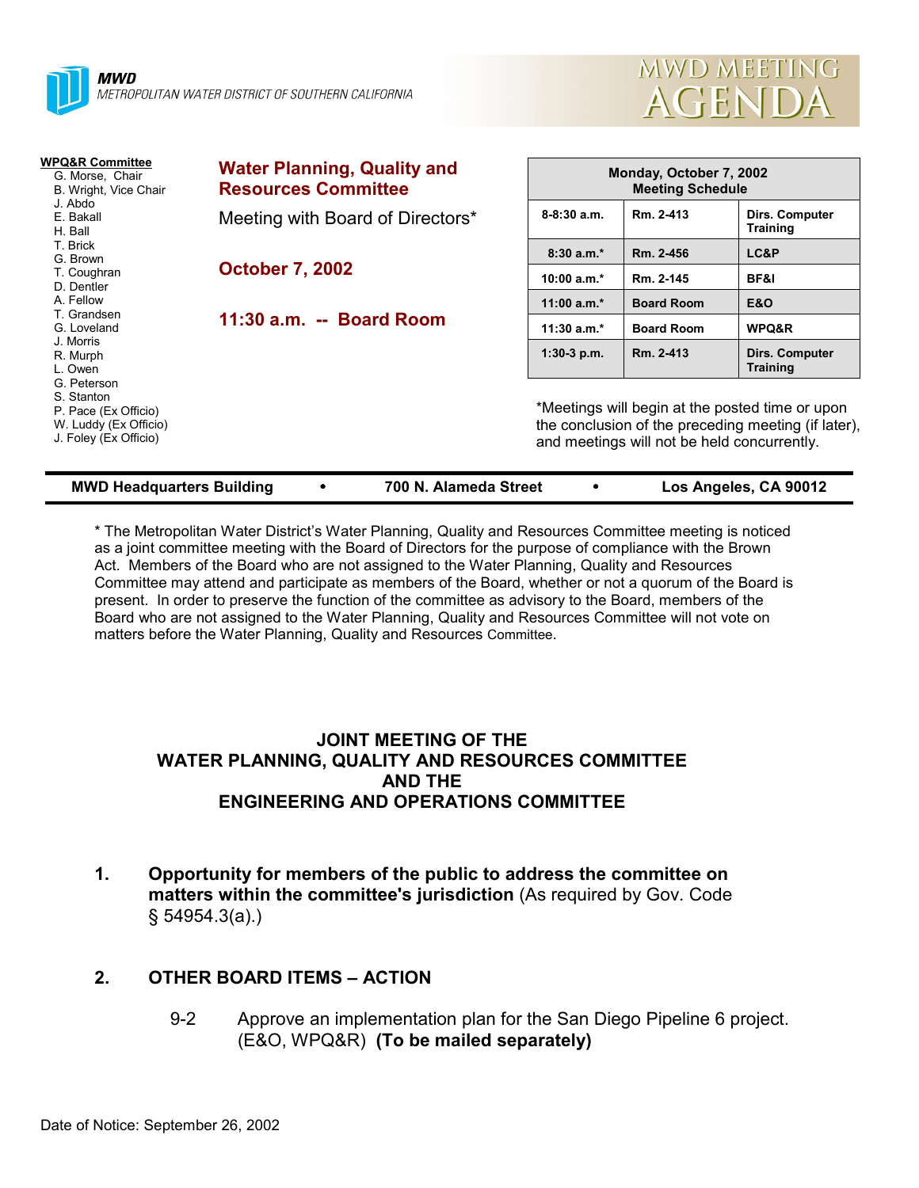**MWD**
METROPOLITAN WATER DISTRICT OF SOUTHERN CALIFORNIA

# MWD MEETING AGENDA

**WPQ&R Committee**
- G. Morse, Chair
- B. Wright, Vice Chair
- J. Abdo
- E. Bakall
- H. Ball
- T. Brick
- G. Brown
- T. Coughran
- D. Dentler
- A. Fellow
- T. Grandsen
- G. Loveland
- J. Morris
- R. Murph
- L. Owen
- G. Peterson
- S. Stanton
- P. Pace (Ex Officio)
- W. Luddy (Ex Officio)
- J. Foley (Ex Officio)

## Water Planning, Quality and Resources Committee

Meeting with Board of Directors*

**October 7, 2002**

**11:30 a.m. -- Board Room**

| Monday, October 7, 2002 Meeting Schedule | | |
|---|---|---|
| 8-8:30 a.m. | Rm. 2-413 | Dirs. Computer Training |
| 8:30 a.m.* | Rm. 2-456 | LC&P |
| 10:00 a.m.* | Rm. 2-145 | BF&I |
| 11:00 a.m.* | Board Room | E&O |
| 11:30 a.m.* | Board Room | WPQ&R |
| 1:30-3 p.m. | Rm. 2-413 | Dirs. Computer Training |

*Meetings will begin at the posted time or upon the conclusion of the preceding meeting (if later), and meetings will not be held concurrently.

**MWD Headquarters Building • 700 N. Alameda Street • Los Angeles, CA 90012**

* The Metropolitan Water District's Water Planning, Quality and Resources Committee meeting is noticed as a joint committee meeting with the Board of Directors for the purpose of compliance with the Brown Act. Members of the Board who are not assigned to the Water Planning, Quality and Resources Committee may attend and participate as members of the Board, whether or not a quorum of the Board is present. In order to preserve the function of the committee as advisory to the Board, members of the Board who are not assigned to the Water Planning, Quality and Resources Committee will not vote on matters before the Water Planning, Quality and Resources Committee.

### JOINT MEETING OF THE WATER PLANNING, QUALITY AND RESOURCES COMMITTEE AND THE ENGINEERING AND OPERATIONS COMMITTEE

1. **Opportunity for members of the public to address the committee on matters within the committee's jurisdiction** (As required by Gov. Code § 54954.3(a).)

2. **OTHER BOARD ITEMS – ACTION**

   9-2 Approve an implementation plan for the San Diego Pipeline 6 project. (E&O, WPQ&R) **(To be mailed separately)**

Date of Notice: September 26, 2002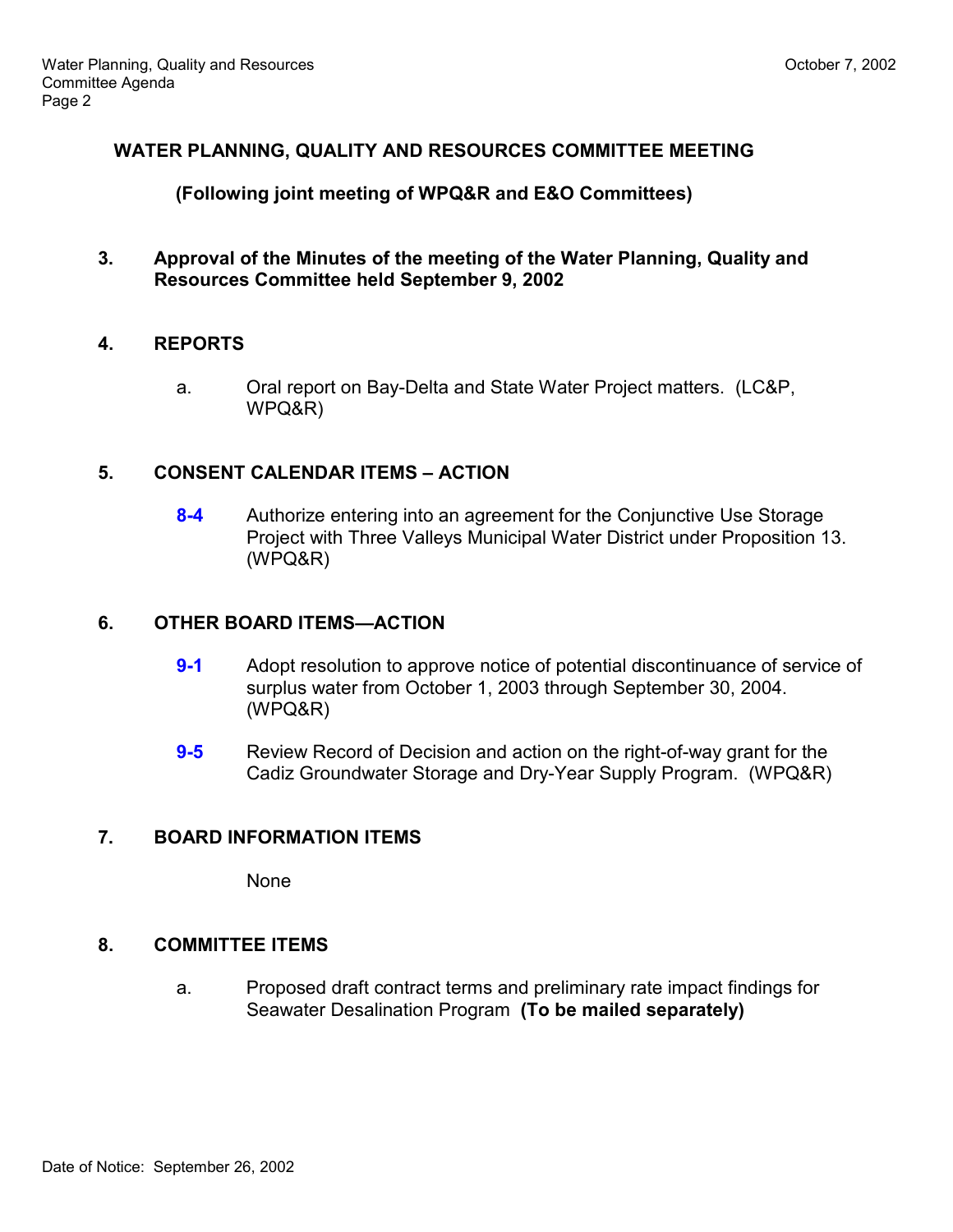## WATER PLANNING, QUALITY AND RESOURCES COMMITTEE MEETING

**(Following joint meeting of WPQ&R and E&O Committees)**

**3. Approval of the Minutes of the meeting of the Water Planning, Quality and Resources Committee held September 9, 2002**

**4. REPORTS**

a. Oral report on Bay-Delta and State Water Project matters. (LC&P, WPQ&R)

**5. CONSENT CALENDAR ITEMS – ACTION**

**8-4** Authorize entering into an agreement for the Conjunctive Use Storage Project with Three Valleys Municipal Water District under Proposition 13. (WPQ&R)

**6. OTHER BOARD ITEMS—ACTION**

**9-1** Adopt resolution to approve notice of potential discontinuance of service of surplus water from October 1, 2003 through September 30, 2004. (WPQ&R)

**9-5** Review Record of Decision and action on the right-of-way grant for the Cadiz Groundwater Storage and Dry-Year Supply Program. (WPQ&R)

**7. BOARD INFORMATION ITEMS**

None

**8. COMMITTEE ITEMS**

a. Proposed draft contract terms and preliminary rate impact findings for Seawater Desalination Program **(To be mailed separately)**

Date of Notice: September 26, 2002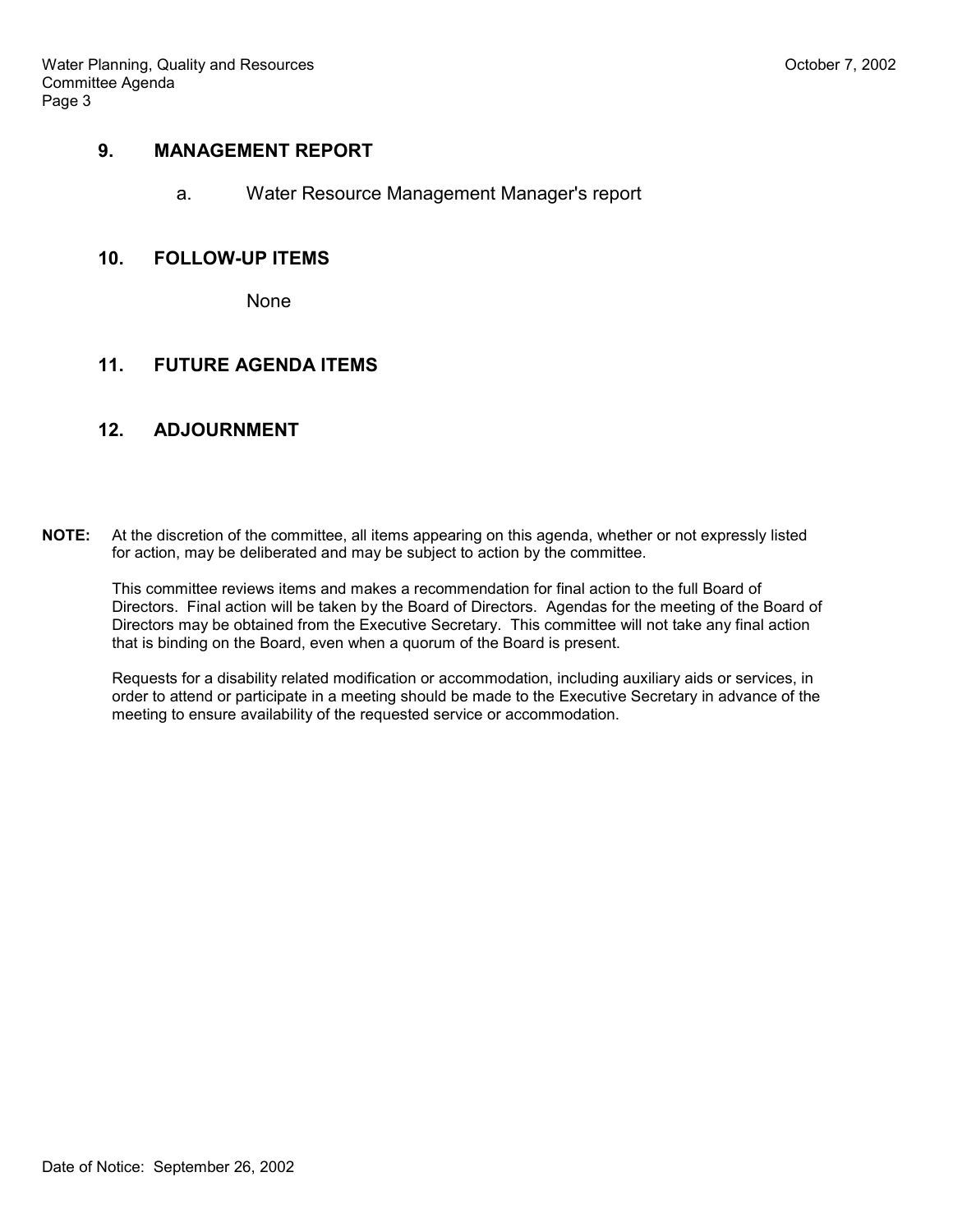## 9. MANAGEMENT REPORT

a. Water Resource Management Manager's report

## 10. FOLLOW-UP ITEMS

None

## 11. FUTURE AGENDA ITEMS

## 12. ADJOURNMENT

**NOTE:** At the discretion of the committee, all items appearing on this agenda, whether or not expressly listed for action, may be deliberated and may be subject to action by the committee.

This committee reviews items and makes a recommendation for final action to the full Board of Directors. Final action will be taken by the Board of Directors. Agendas for the meeting of the Board of Directors may be obtained from the Executive Secretary. This committee will not take any final action that is binding on the Board, even when a quorum of the Board is present.

Requests for a disability related modification or accommodation, including auxiliary aids or services, in order to attend or participate in a meeting should be made to the Executive Secretary in advance of the meeting to ensure availability of the requested service or accommodation.

Date of Notice: September 26, 2002